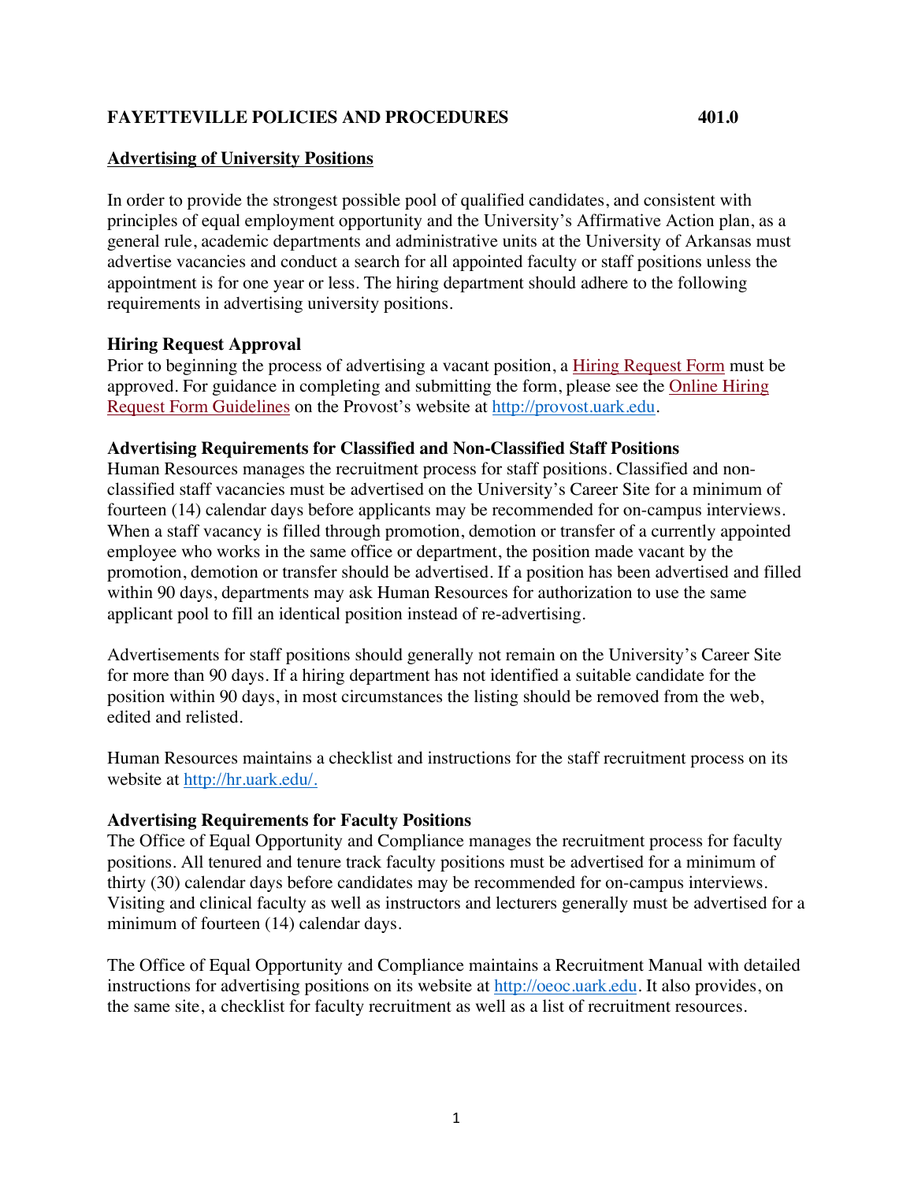# FAYETTEVILLE POLICIES AND PROCEDURES 401.0

## Advertising of University Positions

In order to provide the strongest possible pool of qualified candidates, and consistent with principles of equal employment opportunity and the University's Affirmative Action plan, as a general rule, academic departments and administrative units at the University of Arkansas must advertise vacancies and conduct a search for all appointed faculty or staff positions unless the appointment is for one year or less. The hiring department should adhere to the following requirements in advertising university positions.

### Hiring Request Approval

Prior to beginning the process of advertising a vacant position, a Hiring Request Form must be approved. For guidance in completing and submitting the form, please see the Online Hiring Request Form Guidelines on the Provost's website at http://provost.uark.edu.

### Advertising Requirements for Classified and Non-Classified Staff Positions

Human Resources manages the recruitment process for staff positions. Classified and non-classified staff vacancies must be advertised on the University's Career Site for a minimum of fourteen (14) calendar days before applicants may be recommended for on-campus interviews. When a staff vacancy is filled through promotion, demotion or transfer of a currently appointed employee who works in the same office or department, the position made vacant by the promotion, demotion or transfer should be advertised. If a position has been advertised and filled within 90 days, departments may ask Human Resources for authorization to use the same applicant pool to fill an identical position instead of re-advertising.

Advertisements for staff positions should generally not remain on the University's Career Site for more than 90 days. If a hiring department has not identified a suitable candidate for the position within 90 days, in most circumstances the listing should be removed from the web, edited and relisted.

Human Resources maintains a checklist and instructions for the staff recruitment process on its website at http://hr.uark.edu/.

### Advertising Requirements for Faculty Positions

The Office of Equal Opportunity and Compliance manages the recruitment process for faculty positions. All tenured and tenure track faculty positions must be advertised for a minimum of thirty (30) calendar days before candidates may be recommended for on-campus interviews. Visiting and clinical faculty as well as instructors and lecturers generally must be advertised for a minimum of fourteen (14) calendar days.

The Office of Equal Opportunity and Compliance maintains a Recruitment Manual with detailed instructions for advertising positions on its website at http://oeoc.uark.edu. It also provides, on the same site, a checklist for faculty recruitment as well as a list of recruitment resources.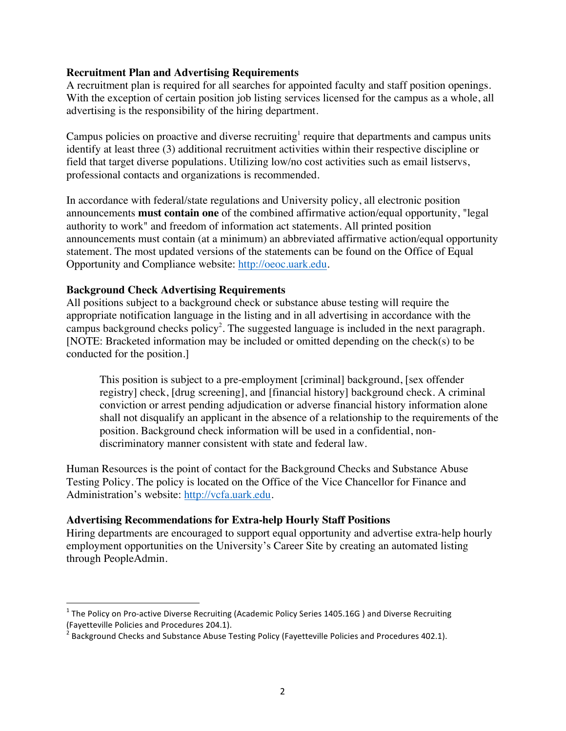### Recruitment Plan and Advertising Requirements

A recruitment plan is required for all searches for appointed faculty and staff position openings. With the exception of certain position job listing services licensed for the campus as a whole, all advertising is the responsibility of the hiring department.

Campus policies on proactive and diverse recruiting[1] require that departments and campus units identify at least three (3) additional recruitment activities within their respective discipline or field that target diverse populations. Utilizing low/no cost activities such as email listservs, professional contacts and organizations is recommended.

In accordance with federal/state regulations and University policy, all electronic position announcements **must contain one** of the combined affirmative action/equal opportunity, "legal authority to work" and freedom of information act statements. All printed position announcements must contain (at a minimum) an abbreviated affirmative action/equal opportunity statement. The most updated versions of the statements can be found on the Office of Equal Opportunity and Compliance website: http://oeoc.uark.edu.

### Background Check Advertising Requirements

All positions subject to a background check or substance abuse testing will require the appropriate notification language in the listing and in all advertising in accordance with the campus background checks policy[2]. The suggested language is included in the next paragraph. [NOTE: Bracketed information may be included or omitted depending on the check(s) to be conducted for the position.]

> This position is subject to a pre-employment [criminal] background, [sex offender registry] check, [drug screening], and [financial history] background check. A criminal conviction or arrest pending adjudication or adverse financial history information alone shall not disqualify an applicant in the absence of a relationship to the requirements of the position. Background check information will be used in a confidential, non-discriminatory manner consistent with state and federal law.

Human Resources is the point of contact for the Background Checks and Substance Abuse Testing Policy. The policy is located on the Office of the Vice Chancellor for Finance and Administration's website: http://vcfa.uark.edu.

### Advertising Recommendations for Extra-help Hourly Staff Positions

Hiring departments are encouraged to support equal opportunity and advertise extra-help hourly employment opportunities on the University's Career Site by creating an automated listing through PeopleAdmin.

---

[1] The Policy on Pro-active Diverse Recruiting (Academic Policy Series 1405.16G ) and Diverse Recruiting (Fayetteville Policies and Procedures 204.1).

[2] Background Checks and Substance Abuse Testing Policy (Fayetteville Policies and Procedures 402.1).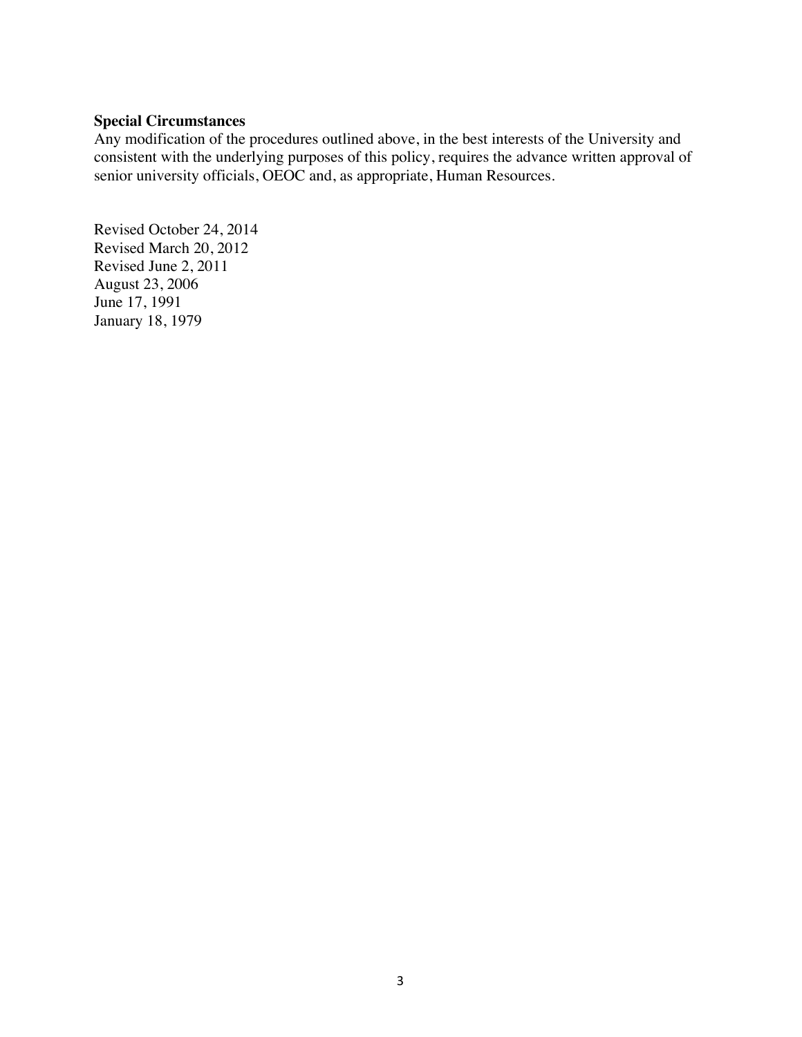**Special Circumstances**

Any modification of the procedures outlined above, in the best interests of the University and consistent with the underlying purposes of this policy, requires the advance written approval of senior university officials, OEOC and, as appropriate, Human Resources.

Revised October 24, 2014
Revised March 20, 2012
Revised June 2, 2011
August 23, 2006
June 17, 1991
January 18, 1979